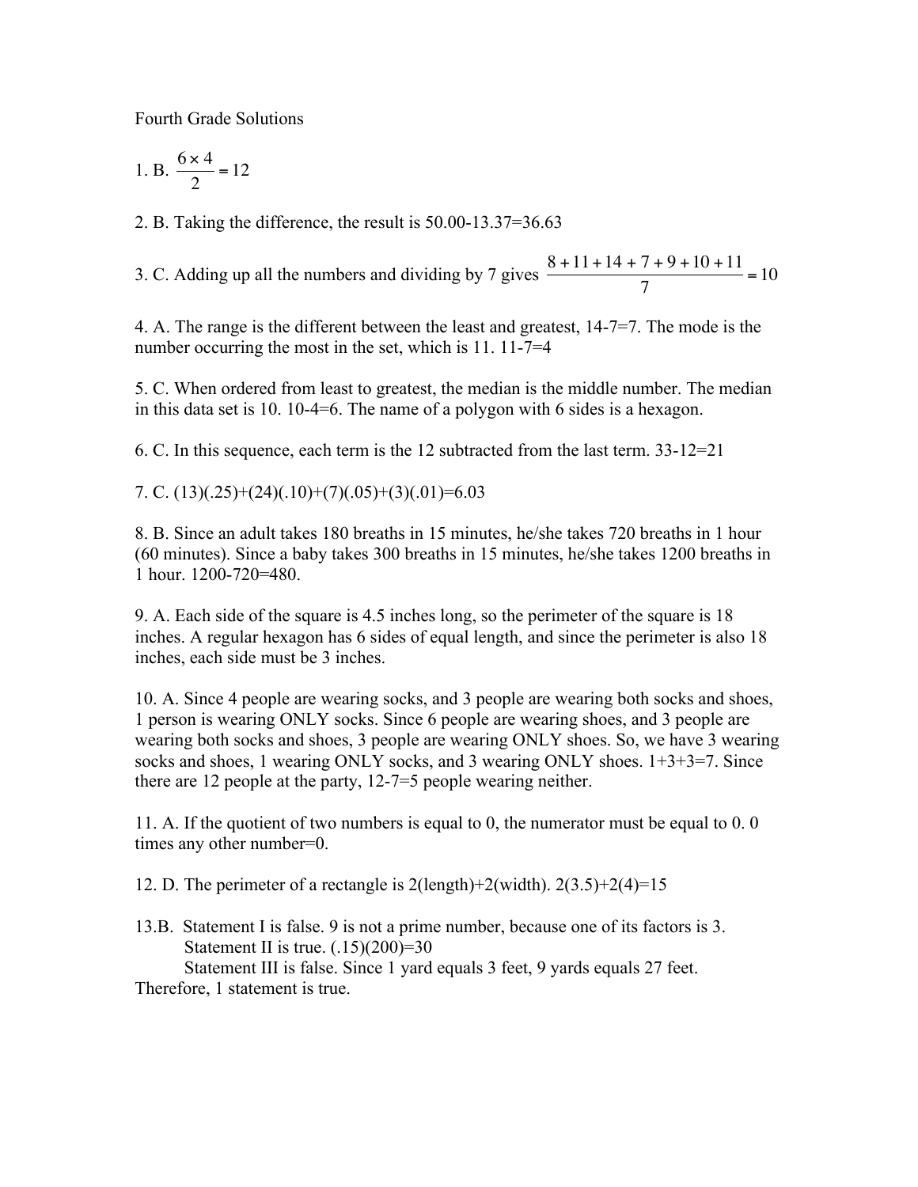Fourth Grade Solutions

1. B. $\frac{6 \times 4}{2} = 12$

2. B. Taking the difference, the result is 50.00-13.37=36.63

3. C. Adding up all the numbers and dividing by 7 gives $\frac{8+11+14+7+9+10+11}{7} = 10$

4. A. The range is the different between the least and greatest, 14-7=7. The mode is the number occurring the most in the set, which is 11. 11-7=4

5. C. When ordered from least to greatest, the median is the middle number. The median in this data set is 10. 10-4=6. The name of a polygon with 6 sides is a hexagon.

6. C. In this sequence, each term is the 12 subtracted from the last term. 33-12=21

7. C. (13)(.25)+(24)(.10)+(7)(.05)+(3)(.01)=6.03

8. B. Since an adult takes 180 breaths in 15 minutes, he/she takes 720 breaths in 1 hour (60 minutes). Since a baby takes 300 breaths in 15 minutes, he/she takes 1200 breaths in 1 hour. 1200-720=480.

9. A. Each side of the square is 4.5 inches long, so the perimeter of the square is 18 inches. A regular hexagon has 6 sides of equal length, and since the perimeter is also 18 inches, each side must be 3 inches.

10. A. Since 4 people are wearing socks, and 3 people are wearing both socks and shoes, 1 person is wearing ONLY socks. Since 6 people are wearing shoes, and 3 people are wearing both socks and shoes, 3 people are wearing ONLY shoes. So, we have 3 wearing socks and shoes, 1 wearing ONLY socks, and 3 wearing ONLY shoes. 1+3+3=7. Since there are 12 people at the party, 12-7=5 people wearing neither.

11. A. If the quotient of two numbers is equal to 0, the numerator must be equal to 0. 0 times any other number=0.

12. D. The perimeter of a rectangle is 2(length)+2(width). 2(3.5)+2(4)=15

13. B. Statement I is false. 9 is not a prime number, because one of its factors is 3.
 Statement II is true. (.15)(200)=30
 Statement III is false. Since 1 yard equals 3 feet, 9 yards equals 27 feet.
Therefore, 1 statement is true.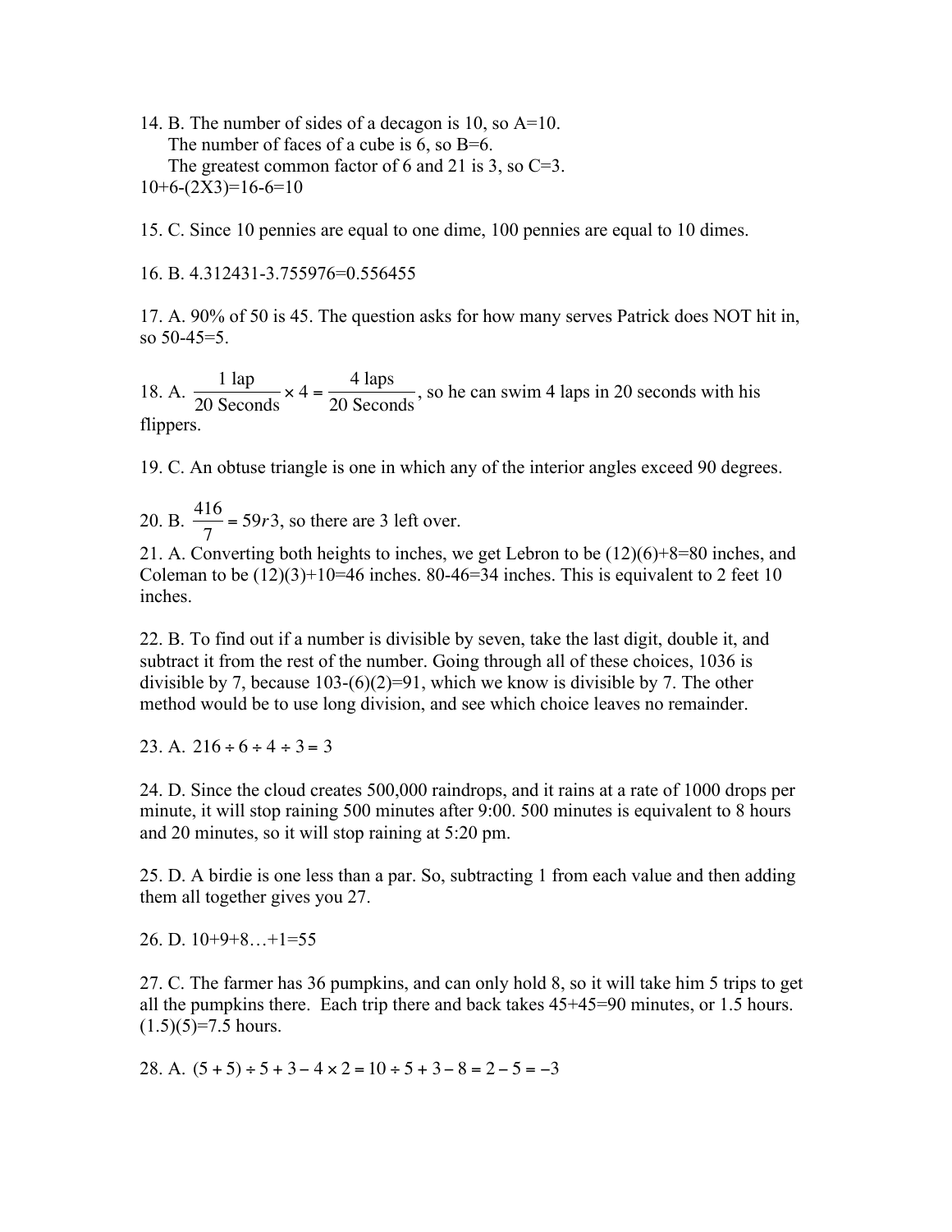14. B. The number of sides of a decagon is 10, so A=10.
The number of faces of a cube is 6, so B=6.
The greatest common factor of 6 and 21 is 3, so C=3.
10+6-(2X3)=16-6=10

15. C. Since 10 pennies are equal to one dime, 100 pennies are equal to 10 dimes.

16. B. 4.312431-3.755976=0.556455

17. A. 90% of 50 is 45. The question asks for how many serves Patrick does NOT hit in, so 50-45=5.

18. A. $\frac{\text{1 lap}}{\text{20 Seconds}} \times 4 = \frac{\text{4 laps}}{\text{20 Seconds}}$, so he can swim 4 laps in 20 seconds with his flippers.

19. C. An obtuse triangle is one in which any of the interior angles exceed 90 degrees.

20. B. $\frac{416}{7} = 59r3$, so there are 3 left over.

21. A. Converting both heights to inches, we get Lebron to be (12)(6)+8=80 inches, and Coleman to be (12)(3)+10=46 inches. 80-46=34 inches. This is equivalent to 2 feet 10 inches.

22. B. To find out if a number is divisible by seven, take the last digit, double it, and subtract it from the rest of the number. Going through all of these choices, 1036 is divisible by 7, because 103-(6)(2)=91, which we know is divisible by 7. The other method would be to use long division, and see which choice leaves no remainder.

23. A. $216 \div 6 \div 4 \div 3 = 3$

24. D. Since the cloud creates 500,000 raindrops, and it rains at a rate of 1000 drops per minute, it will stop raining 500 minutes after 9:00. 500 minutes is equivalent to 8 hours and 20 minutes, so it will stop raining at 5:20 pm.

25. D. A birdie is one less than a par. So, subtracting 1 from each value and then adding them all together gives you 27.

26. D. 10+9+8…+1=55

27. C. The farmer has 36 pumpkins, and can only hold 8, so it will take him 5 trips to get all the pumpkins there. Each trip there and back takes 45+45=90 minutes, or 1.5 hours. (1.5)(5)=7.5 hours.

28. A. $(5+5) \div 5 + 3 - 4 \times 2 = 10 \div 5 + 3 - 8 = 2 - 5 = -3$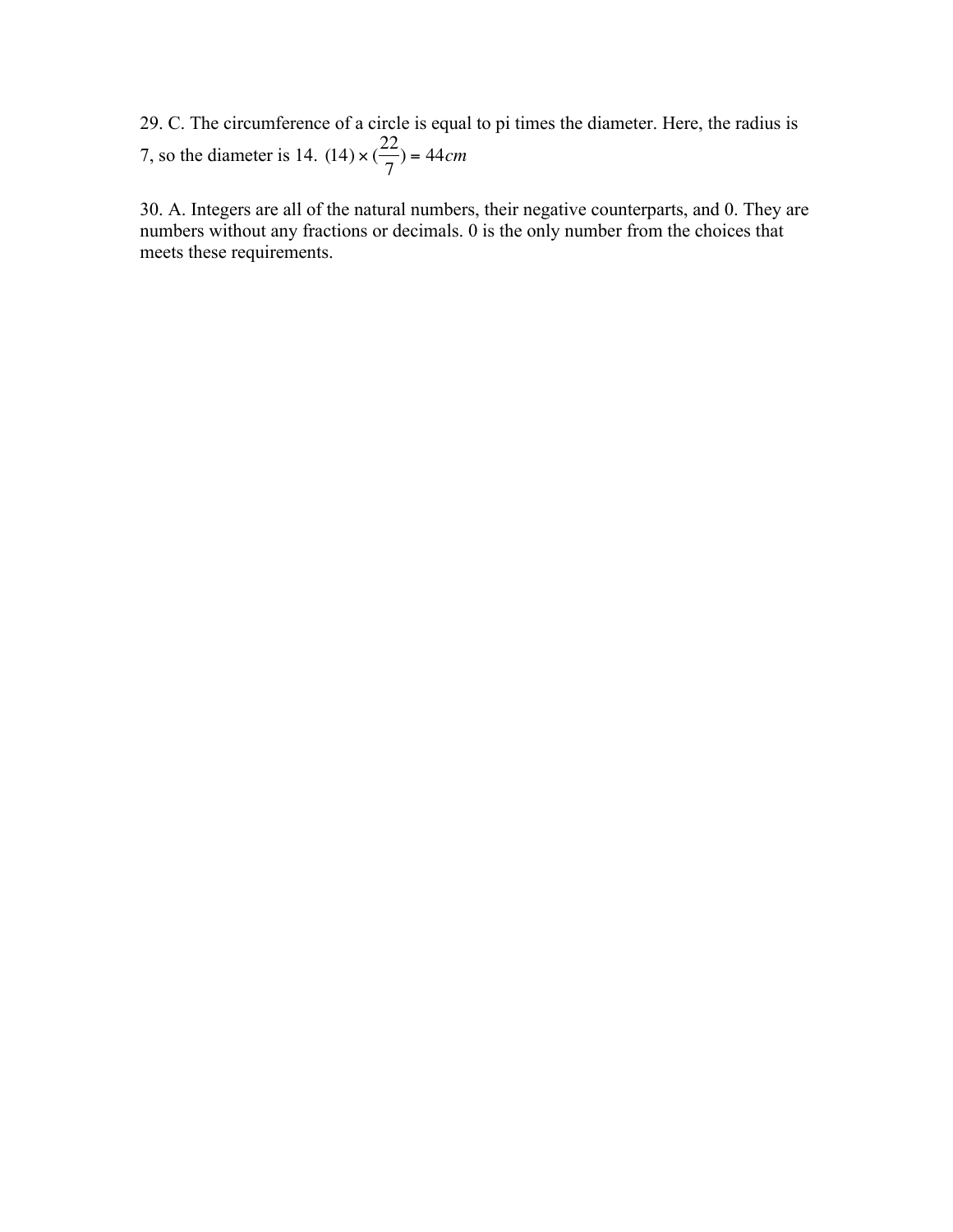29. C. The circumference of a circle is equal to pi times the diameter. Here, the radius is 7, so the diameter is 14. $(14) \times (\frac{22}{7}) = 44cm$

30. A. Integers are all of the natural numbers, their negative counterparts, and 0. They are numbers without any fractions or decimals. 0 is the only number from the choices that meets these requirements.